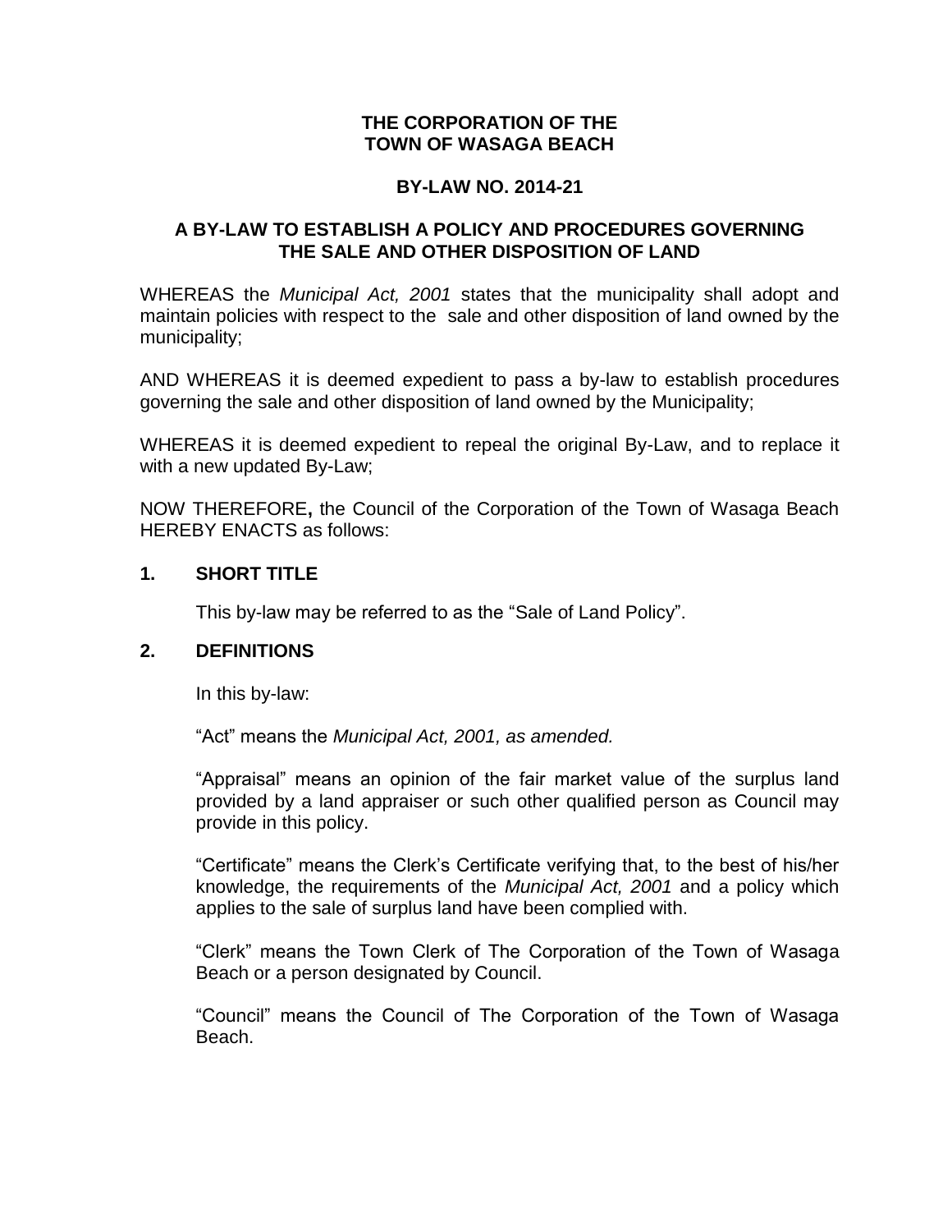# THE CORPORATION OF THE TOWN OF WASAGA BEACH

## BY-LAW NO. 2014-21

## A BY-LAW TO ESTABLISH A POLICY AND PROCEDURES GOVERNING THE SALE AND OTHER DISPOSITION OF LAND

WHEREAS the *Municipal Act, 2001* states that the municipality shall adopt and maintain policies with respect to the sale and other disposition of land owned by the municipality;

AND WHEREAS it is deemed expedient to pass a by-law to establish procedures governing the sale and other disposition of land owned by the Municipality;

WHEREAS it is deemed expedient to repeal the original By-Law, and to replace it with a new updated By-Law;

NOW THEREFORE**,** the Council of the Corporation of the Town of Wasaga Beach HEREBY ENACTS as follows:

### 1. SHORT TITLE

This by-law may be referred to as the "Sale of Land Policy".

### 2. DEFINITIONS

In this by-law:

"Act" means the *Municipal Act, 2001, as amended.*

"Appraisal" means an opinion of the fair market value of the surplus land provided by a land appraiser or such other qualified person as Council may provide in this policy.

"Certificate" means the Clerk's Certificate verifying that, to the best of his/her knowledge, the requirements of the *Municipal Act, 2001* and a policy which applies to the sale of surplus land have been complied with.

"Clerk" means the Town Clerk of The Corporation of the Town of Wasaga Beach or a person designated by Council.

"Council" means the Council of The Corporation of the Town of Wasaga Beach.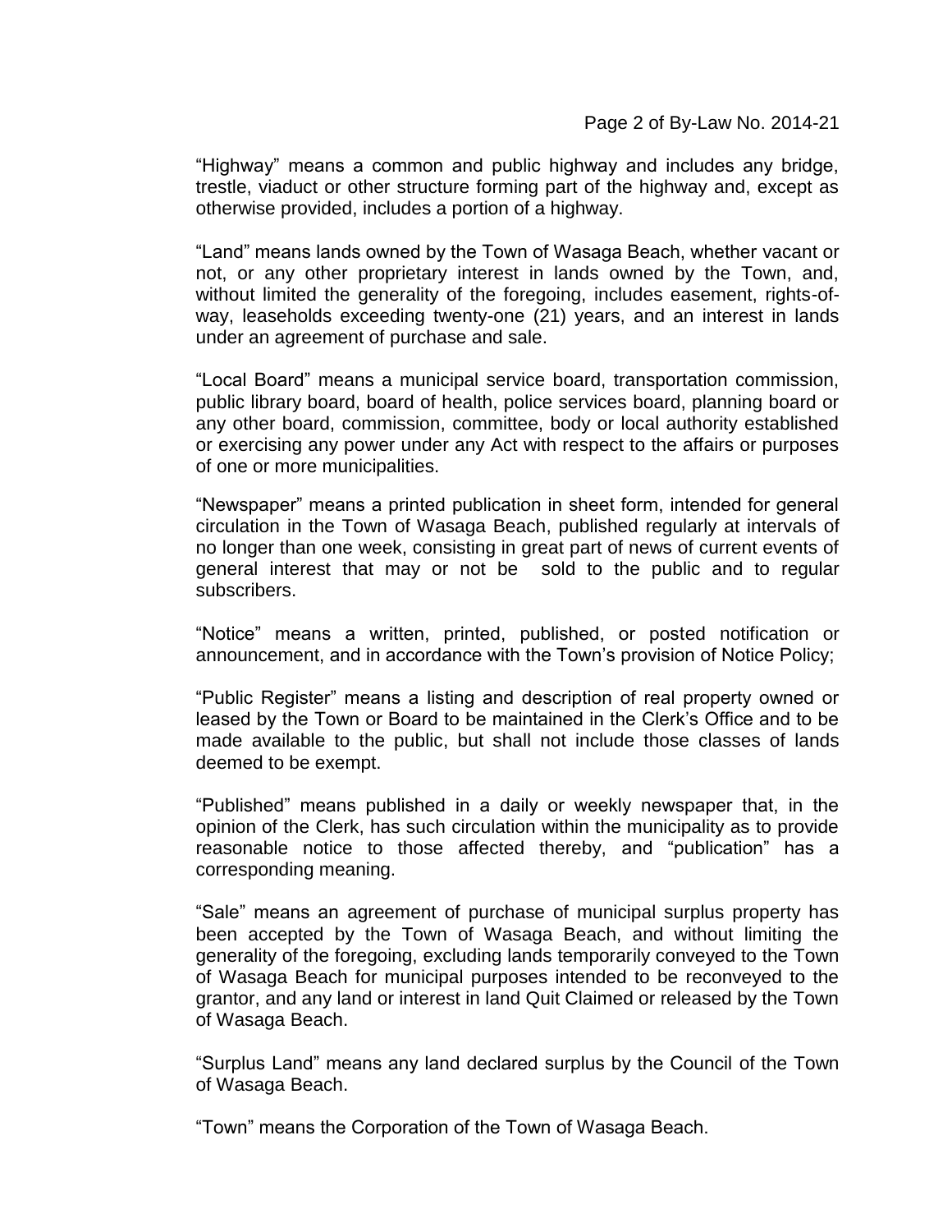"Highway" means a common and public highway and includes any bridge, trestle, viaduct or other structure forming part of the highway and, except as otherwise provided, includes a portion of a highway.

"Land" means lands owned by the Town of Wasaga Beach, whether vacant or not, or any other proprietary interest in lands owned by the Town, and, without limited the generality of the foregoing, includes easement, rights-of-way, leaseholds exceeding twenty-one (21) years, and an interest in lands under an agreement of purchase and sale.

"Local Board" means a municipal service board, transportation commission, public library board, board of health, police services board, planning board or any other board, commission, committee, body or local authority established or exercising any power under any Act with respect to the affairs or purposes of one or more municipalities.

"Newspaper" means a printed publication in sheet form, intended for general circulation in the Town of Wasaga Beach, published regularly at intervals of no longer than one week, consisting in great part of news of current events of general interest that may or not be sold to the public and to regular subscribers.

"Notice" means a written, printed, published, or posted notification or announcement, and in accordance with the Town's provision of Notice Policy;

"Public Register" means a listing and description of real property owned or leased by the Town or Board to be maintained in the Clerk's Office and to be made available to the public, but shall not include those classes of lands deemed to be exempt.

"Published" means published in a daily or weekly newspaper that, in the opinion of the Clerk, has such circulation within the municipality as to provide reasonable notice to those affected thereby, and "publication" has a corresponding meaning.

"Sale" means an agreement of purchase of municipal surplus property has been accepted by the Town of Wasaga Beach, and without limiting the generality of the foregoing, excluding lands temporarily conveyed to the Town of Wasaga Beach for municipal purposes intended to be reconveyed to the grantor, and any land or interest in land Quit Claimed or released by the Town of Wasaga Beach.

"Surplus Land" means any land declared surplus by the Council of the Town of Wasaga Beach.

"Town" means the Corporation of the Town of Wasaga Beach.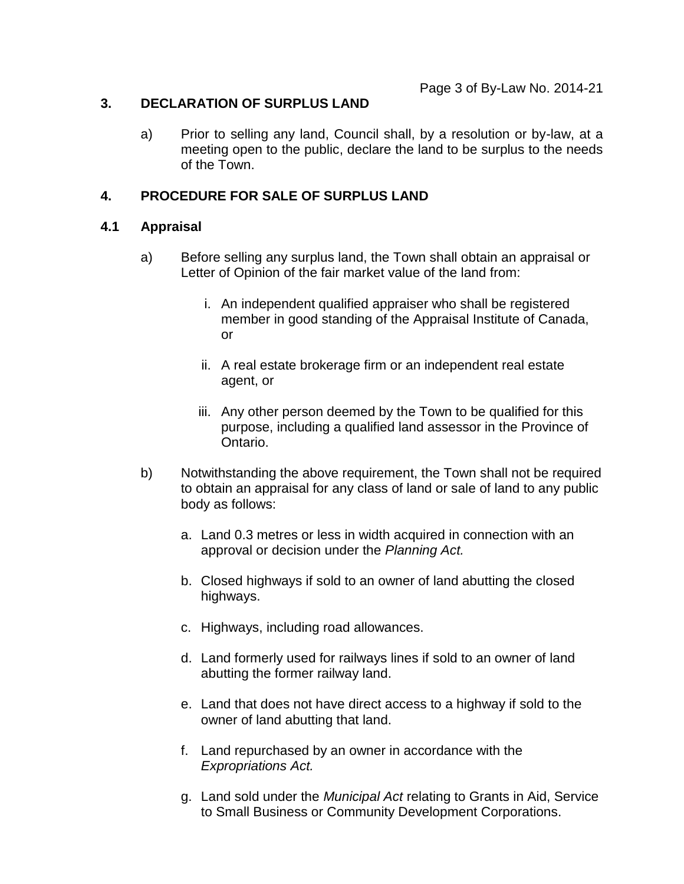## 3. DECLARATION OF SURPLUS LAND

a) Prior to selling any land, Council shall, by a resolution or by-law, at a meeting open to the public, declare the land to be surplus to the needs of the Town.

## 4. PROCEDURE FOR SALE OF SURPLUS LAND

### 4.1 Appraisal

a) Before selling any surplus land, the Town shall obtain an appraisal or Letter of Opinion of the fair market value of the land from:

   i. An independent qualified appraiser who shall be registered member in good standing of the Appraisal Institute of Canada, or

   ii. A real estate brokerage firm or an independent real estate agent, or

   iii. Any other person deemed by the Town to be qualified for this purpose, including a qualified land assessor in the Province of Ontario.

b) Notwithstanding the above requirement, the Town shall not be required to obtain an appraisal for any class of land or sale of land to any public body as follows:

   a. Land 0.3 metres or less in width acquired in connection with an approval or decision under the *Planning Act.*

   b. Closed highways if sold to an owner of land abutting the closed highways.

   c. Highways, including road allowances.

   d. Land formerly used for railways lines if sold to an owner of land abutting the former railway land.

   e. Land that does not have direct access to a highway if sold to the owner of land abutting that land.

   f. Land repurchased by an owner in accordance with the *Expropriations Act.*

   g. Land sold under the *Municipal Act* relating to Grants in Aid, Service to Small Business or Community Development Corporations.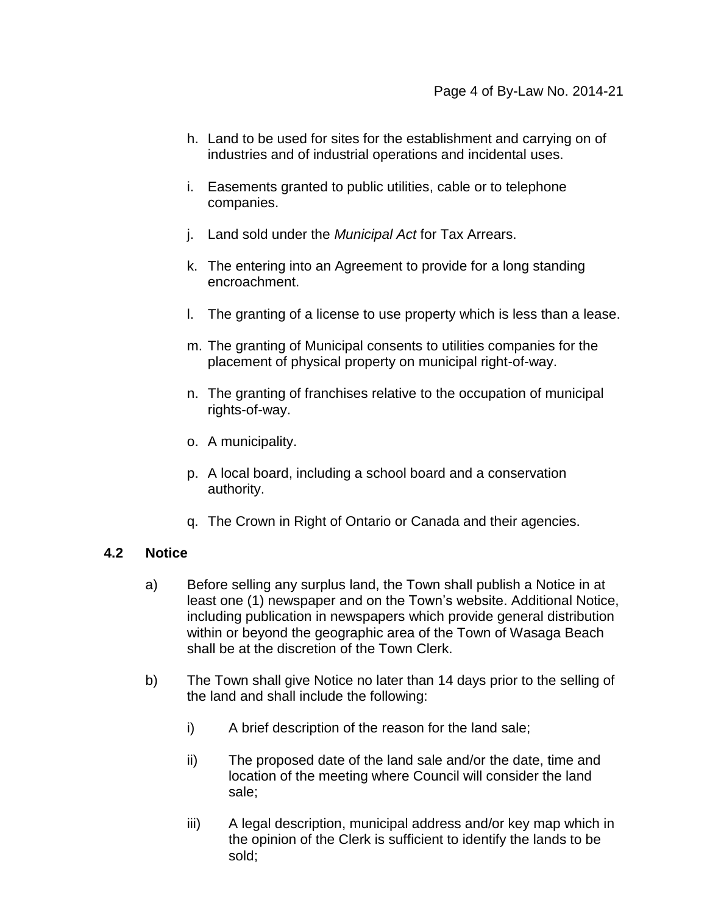h. Land to be used for sites for the establishment and carrying on of industries and of industrial operations and incidental uses.

i. Easements granted to public utilities, cable or to telephone companies.

j. Land sold under the *Municipal Act* for Tax Arrears.

k. The entering into an Agreement to provide for a long standing encroachment.

l. The granting of a license to use property which is less than a lease.

m. The granting of Municipal consents to utilities companies for the placement of physical property on municipal right-of-way.

n. The granting of franchises relative to the occupation of municipal rights-of-way.

o. A municipality.

p. A local board, including a school board and a conservation authority.

q. The Crown in Right of Ontario or Canada and their agencies.

### 4.2 Notice

a) Before selling any surplus land, the Town shall publish a Notice in at least one (1) newspaper and on the Town's website. Additional Notice, including publication in newspapers which provide general distribution within or beyond the geographic area of the Town of Wasaga Beach shall be at the discretion of the Town Clerk.

b) The Town shall give Notice no later than 14 days prior to the selling of the land and shall include the following:

  i) A brief description of the reason for the land sale;

  ii) The proposed date of the land sale and/or the date, time and location of the meeting where Council will consider the land sale;

  iii) A legal description, municipal address and/or key map which in the opinion of the Clerk is sufficient to identify the lands to be sold;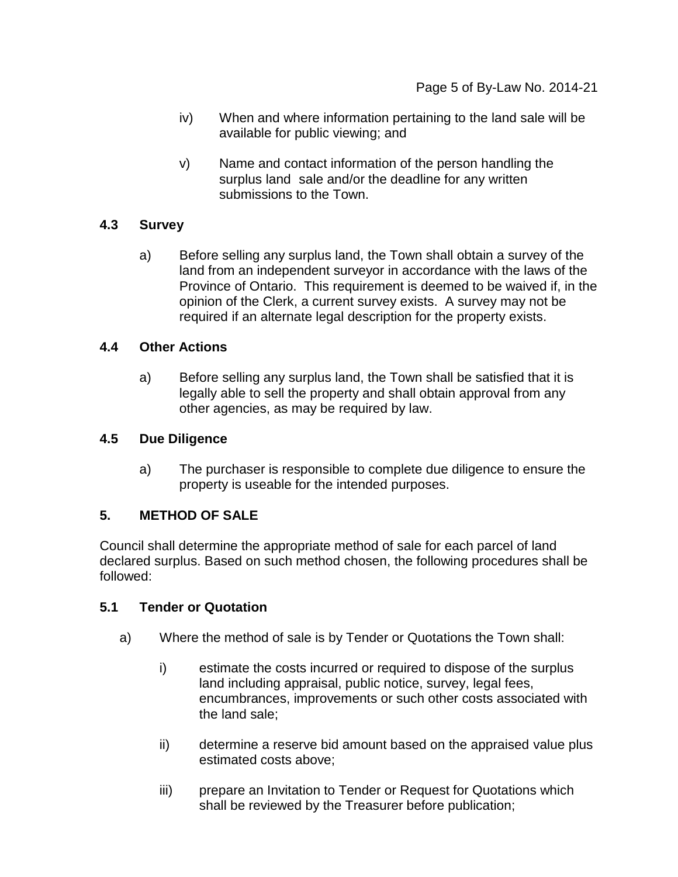iv) When and where information pertaining to the land sale will be available for public viewing; and

v) Name and contact information of the person handling the surplus land sale and/or the deadline for any written submissions to the Town.

### 4.3 Survey

a) Before selling any surplus land, the Town shall obtain a survey of the land from an independent surveyor in accordance with the laws of the Province of Ontario. This requirement is deemed to be waived if, in the opinion of the Clerk, a current survey exists. A survey may not be required if an alternate legal description for the property exists.

### 4.4 Other Actions

a) Before selling any surplus land, the Town shall be satisfied that it is legally able to sell the property and shall obtain approval from any other agencies, as may be required by law.

### 4.5 Due Diligence

a) The purchaser is responsible to complete due diligence to ensure the property is useable for the intended purposes.

## 5. METHOD OF SALE

Council shall determine the appropriate method of sale for each parcel of land declared surplus. Based on such method chosen, the following procedures shall be followed:

### 5.1 Tender or Quotation

a) Where the method of sale is by Tender or Quotations the Town shall:

i) estimate the costs incurred or required to dispose of the surplus land including appraisal, public notice, survey, legal fees, encumbrances, improvements or such other costs associated with the land sale;

ii) determine a reserve bid amount based on the appraised value plus estimated costs above;

iii) prepare an Invitation to Tender or Request for Quotations which shall be reviewed by the Treasurer before publication;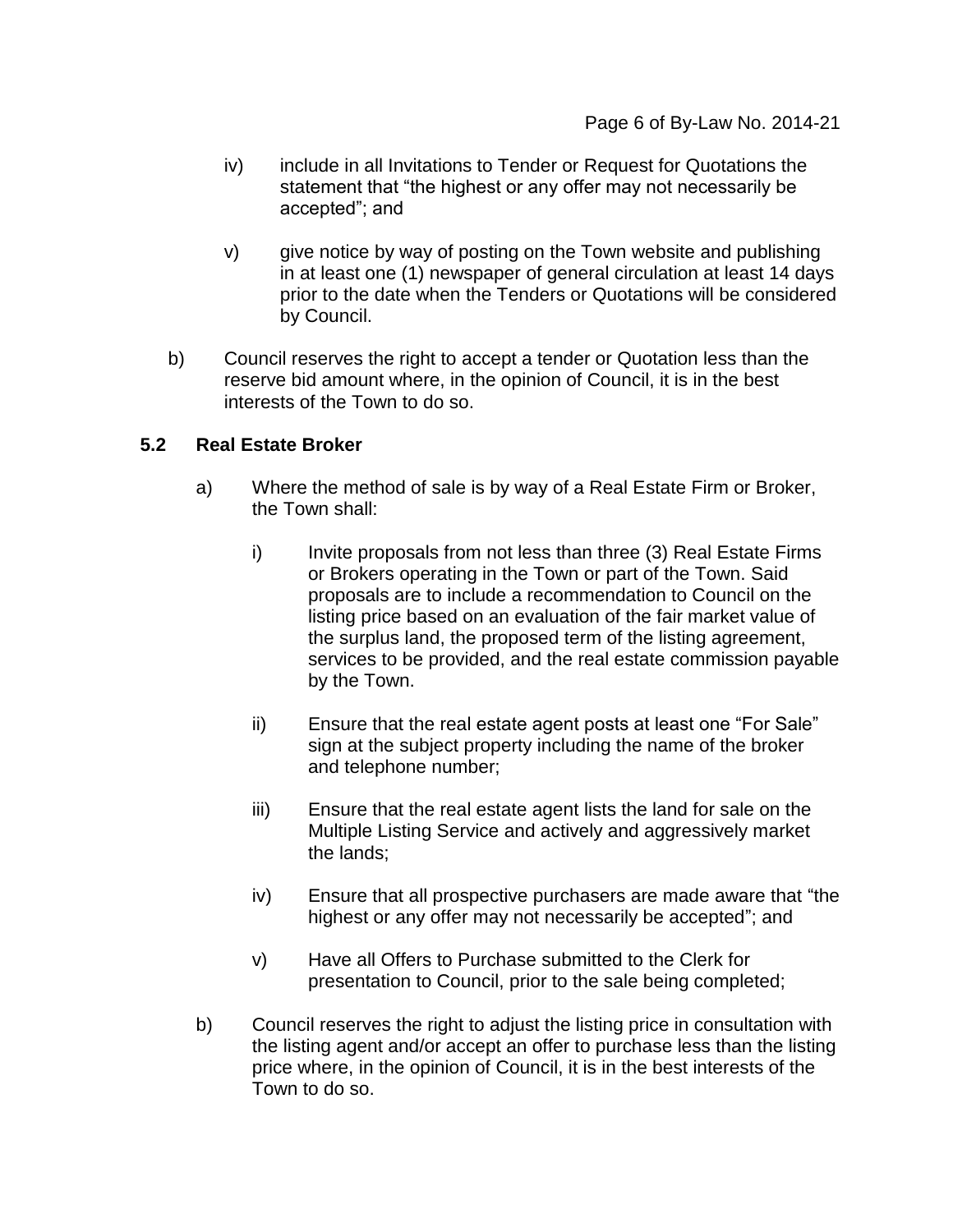iv) include in all Invitations to Tender or Request for Quotations the statement that "the highest or any offer may not necessarily be accepted"; and

v) give notice by way of posting on the Town website and publishing in at least one (1) newspaper of general circulation at least 14 days prior to the date when the Tenders or Quotations will be considered by Council.

b) Council reserves the right to accept a tender or Quotation less than the reserve bid amount where, in the opinion of Council, it is in the best interests of the Town to do so.

### 5.2 Real Estate Broker

a) Where the method of sale is by way of a Real Estate Firm or Broker, the Town shall:

i) Invite proposals from not less than three (3) Real Estate Firms or Brokers operating in the Town or part of the Town. Said proposals are to include a recommendation to Council on the listing price based on an evaluation of the fair market value of the surplus land, the proposed term of the listing agreement, services to be provided, and the real estate commission payable by the Town.

ii) Ensure that the real estate agent posts at least one "For Sale" sign at the subject property including the name of the broker and telephone number;

iii) Ensure that the real estate agent lists the land for sale on the Multiple Listing Service and actively and aggressively market the lands;

iv) Ensure that all prospective purchasers are made aware that "the highest or any offer may not necessarily be accepted"; and

v) Have all Offers to Purchase submitted to the Clerk for presentation to Council, prior to the sale being completed;

b) Council reserves the right to adjust the listing price in consultation with the listing agent and/or accept an offer to purchase less than the listing price where, in the opinion of Council, it is in the best interests of the Town to do so.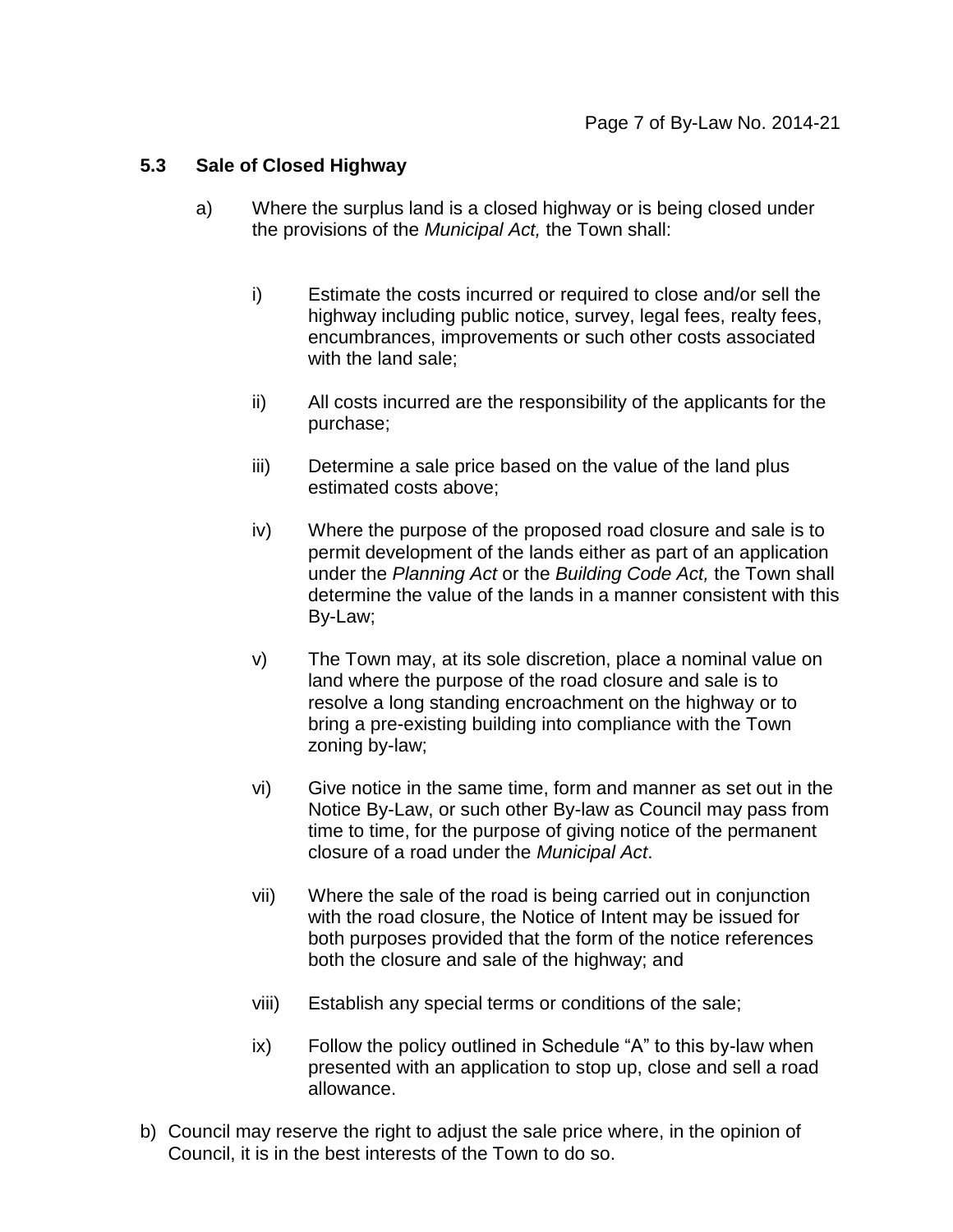### 5.3 Sale of Closed Highway

a) Where the surplus land is a closed highway or is being closed under the provisions of the *Municipal Act,* the Town shall:

   i) Estimate the costs incurred or required to close and/or sell the highway including public notice, survey, legal fees, realty fees, encumbrances, improvements or such other costs associated with the land sale;

   ii) All costs incurred are the responsibility of the applicants for the purchase;

   iii) Determine a sale price based on the value of the land plus estimated costs above;

   iv) Where the purpose of the proposed road closure and sale is to permit development of the lands either as part of an application under the *Planning Act* or the *Building Code Act,* the Town shall determine the value of the lands in a manner consistent with this By-Law;

   v) The Town may, at its sole discretion, place a nominal value on land where the purpose of the road closure and sale is to resolve a long standing encroachment on the highway or to bring a pre-existing building into compliance with the Town zoning by-law;

   vi) Give notice in the same time, form and manner as set out in the Notice By-Law, or such other By-law as Council may pass from time to time, for the purpose of giving notice of the permanent closure of a road under the *Municipal Act*.

   vii) Where the sale of the road is being carried out in conjunction with the road closure, the Notice of Intent may be issued for both purposes provided that the form of the notice references both the closure and sale of the highway; and

   viii) Establish any special terms or conditions of the sale;

   ix) Follow the policy outlined in Schedule "A" to this by-law when presented with an application to stop up, close and sell a road allowance.

b) Council may reserve the right to adjust the sale price where, in the opinion of Council, it is in the best interests of the Town to do so.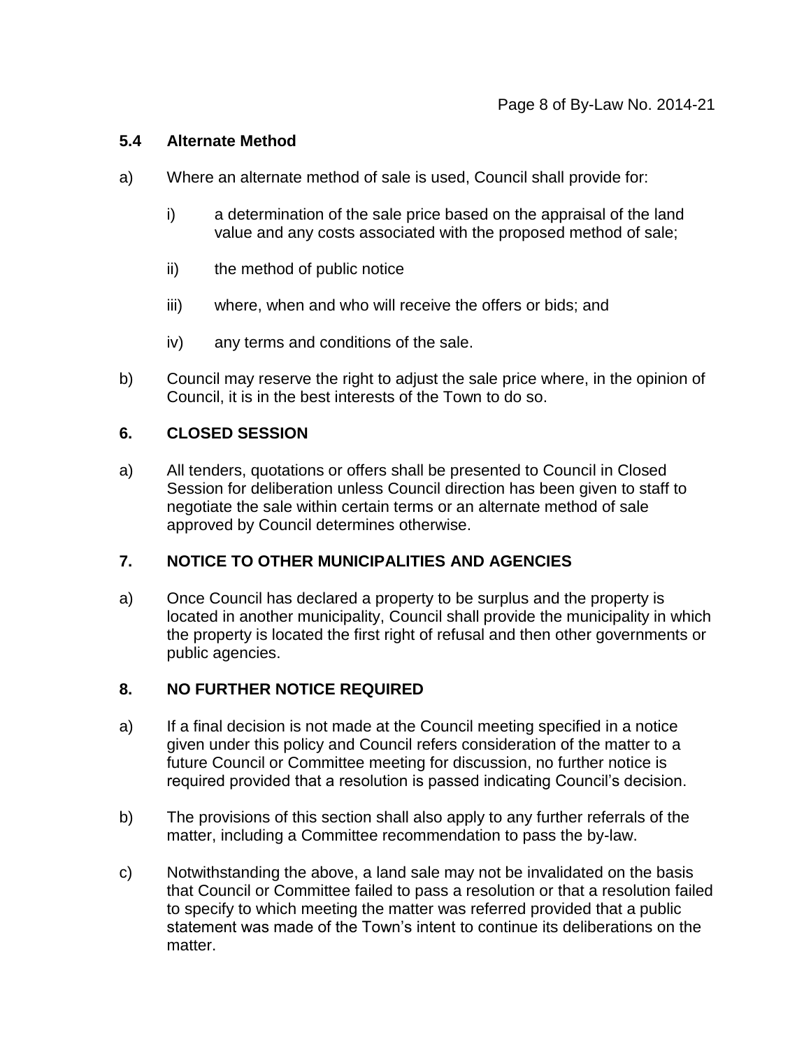### 5.4 Alternate Method

a) Where an alternate method of sale is used, Council shall provide for:

   i) a determination of the sale price based on the appraisal of the land value and any costs associated with the proposed method of sale;

   ii) the method of public notice

   iii) where, when and who will receive the offers or bids; and

   iv) any terms and conditions of the sale.

b) Council may reserve the right to adjust the sale price where, in the opinion of Council, it is in the best interests of the Town to do so.

## 6. CLOSED SESSION

a) All tenders, quotations or offers shall be presented to Council in Closed Session for deliberation unless Council direction has been given to staff to negotiate the sale within certain terms or an alternate method of sale approved by Council determines otherwise.

## 7. NOTICE TO OTHER MUNICIPALITIES AND AGENCIES

a) Once Council has declared a property to be surplus and the property is located in another municipality, Council shall provide the municipality in which the property is located the first right of refusal and then other governments or public agencies.

## 8. NO FURTHER NOTICE REQUIRED

a) If a final decision is not made at the Council meeting specified in a notice given under this policy and Council refers consideration of the matter to a future Council or Committee meeting for discussion, no further notice is required provided that a resolution is passed indicating Council's decision.

b) The provisions of this section shall also apply to any further referrals of the matter, including a Committee recommendation to pass the by-law.

c) Notwithstanding the above, a land sale may not be invalidated on the basis that Council or Committee failed to pass a resolution or that a resolution failed to specify to which meeting the matter was referred provided that a public statement was made of the Town's intent to continue its deliberations on the matter.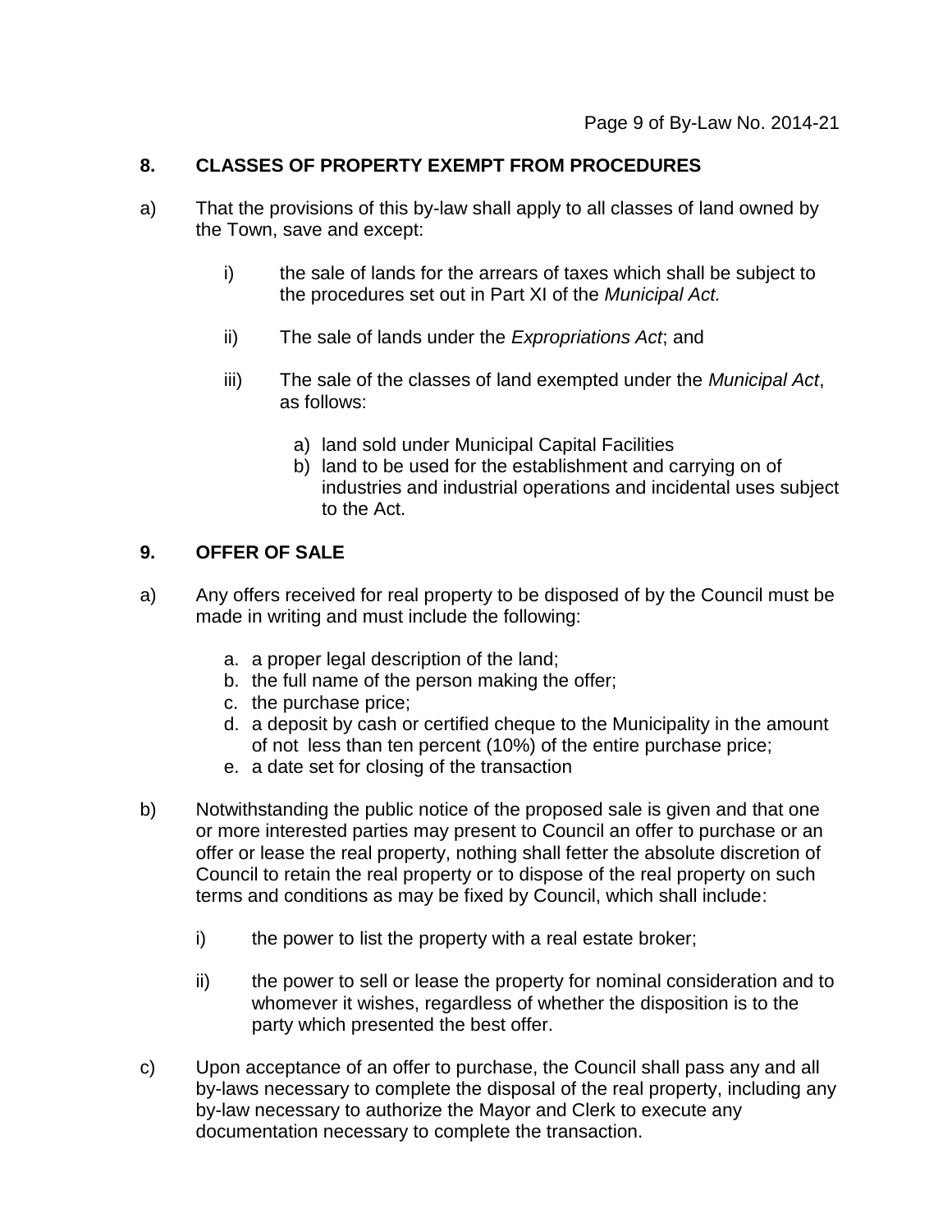## 8. CLASSES OF PROPERTY EXEMPT FROM PROCEDURES

a) That the provisions of this by-law shall apply to all classes of land owned by the Town, save and except:

   i) the sale of lands for the arrears of taxes which shall be subject to the procedures set out in Part XI of the *Municipal Act.*

   ii) The sale of lands under the *Expropriations Act*; and

   iii) The sale of the classes of land exempted under the *Municipal Act*, as follows:

      a) land sold under Municipal Capital Facilities
      b) land to be used for the establishment and carrying on of industries and industrial operations and incidental uses subject to the Act.

## 9. OFFER OF SALE

a) Any offers received for real property to be disposed of by the Council must be made in writing and must include the following:

   a. a proper legal description of the land;
   b. the full name of the person making the offer;
   c. the purchase price;
   d. a deposit by cash or certified cheque to the Municipality in the amount of not less than ten percent (10%) of the entire purchase price;
   e. a date set for closing of the transaction

b) Notwithstanding the public notice of the proposed sale is given and that one or more interested parties may present to Council an offer to purchase or an offer or lease the real property, nothing shall fetter the absolute discretion of Council to retain the real property or to dispose of the real property on such terms and conditions as may be fixed by Council, which shall include:

   i) the power to list the property with a real estate broker;

   ii) the power to sell or lease the property for nominal consideration and to whomever it wishes, regardless of whether the disposition is to the party which presented the best offer.

c) Upon acceptance of an offer to purchase, the Council shall pass any and all by-laws necessary to complete the disposal of the real property, including any by-law necessary to authorize the Mayor and Clerk to execute any documentation necessary to complete the transaction.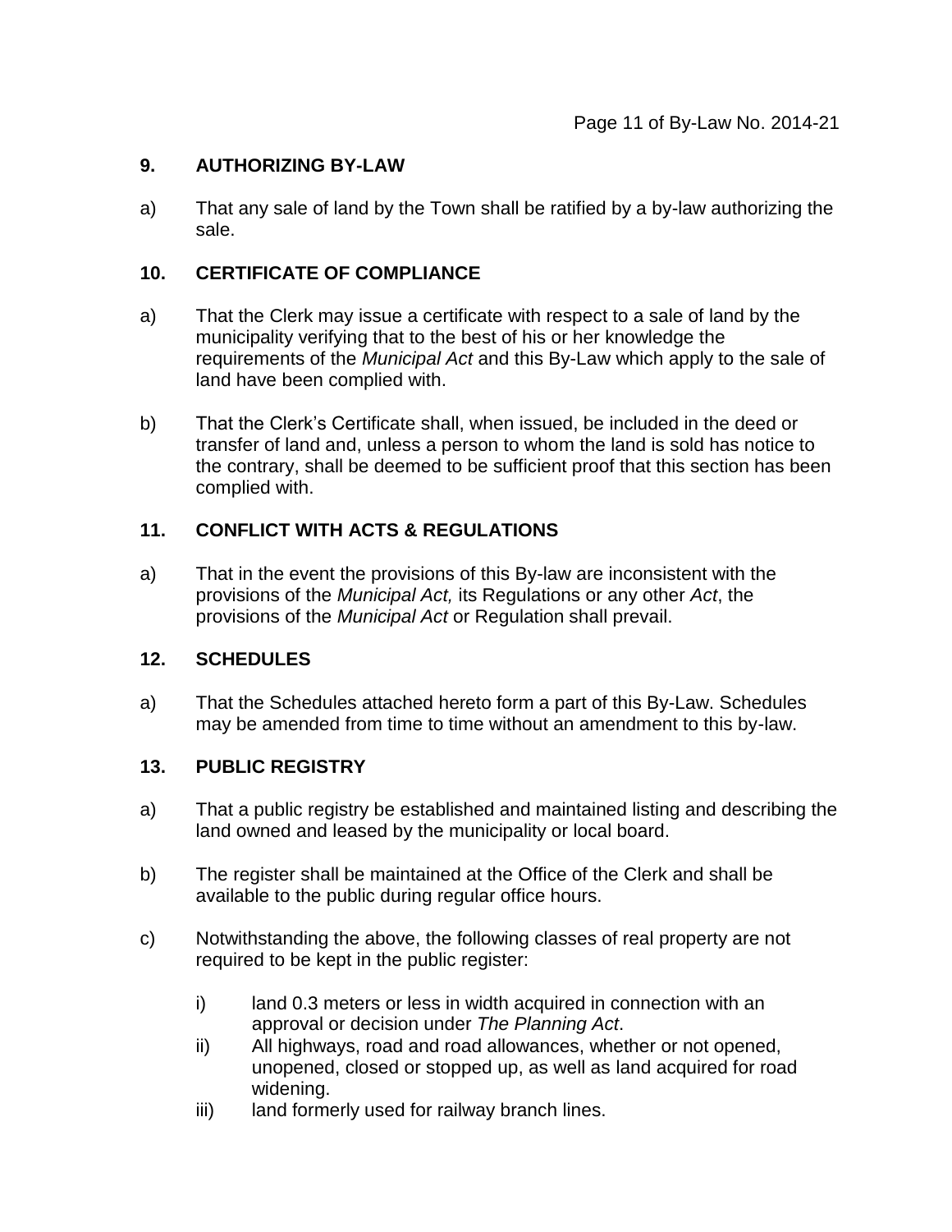## 9. AUTHORIZING BY-LAW

a) That any sale of land by the Town shall be ratified by a by-law authorizing the sale.

## 10. CERTIFICATE OF COMPLIANCE

a) That the Clerk may issue a certificate with respect to a sale of land by the municipality verifying that to the best of his or her knowledge the requirements of the *Municipal Act* and this By-Law which apply to the sale of land have been complied with.

b) That the Clerk's Certificate shall, when issued, be included in the deed or transfer of land and, unless a person to whom the land is sold has notice to the contrary, shall be deemed to be sufficient proof that this section has been complied with.

## 11. CONFLICT WITH ACTS & REGULATIONS

a) That in the event the provisions of this By-law are inconsistent with the provisions of the *Municipal Act,* its Regulations or any other *Act*, the provisions of the *Municipal Act* or Regulation shall prevail.

## 12. SCHEDULES

a) That the Schedules attached hereto form a part of this By-Law. Schedules may be amended from time to time without an amendment to this by-law.

## 13. PUBLIC REGISTRY

a) That a public registry be established and maintained listing and describing the land owned and leased by the municipality or local board.

b) The register shall be maintained at the Office of the Clerk and shall be available to the public during regular office hours.

c) Notwithstanding the above, the following classes of real property are not required to be kept in the public register:

   i) land 0.3 meters or less in width acquired in connection with an approval or decision under *The Planning Act*.
   
   ii) All highways, road and road allowances, whether or not opened, unopened, closed or stopped up, as well as land acquired for road widening.
   
   iii) land formerly used for railway branch lines.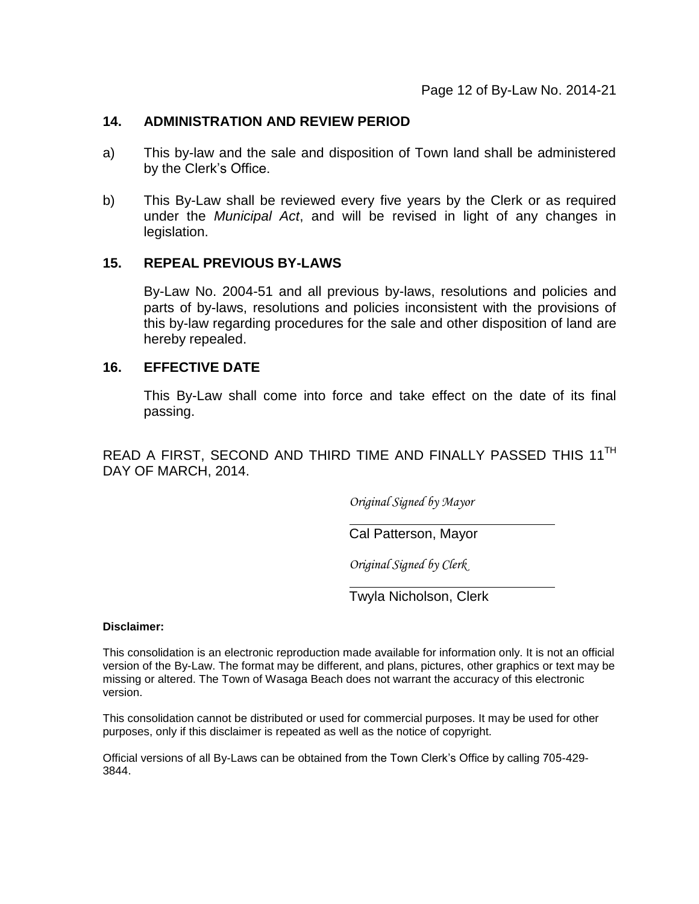## 14. ADMINISTRATION AND REVIEW PERIOD

a) This by-law and the sale and disposition of Town land shall be administered by the Clerk's Office.

b) This By-Law shall be reviewed every five years by the Clerk or as required under the *Municipal Act*, and will be revised in light of any changes in legislation.

## 15. REPEAL PREVIOUS BY-LAWS

By-Law No. 2004-51 and all previous by-laws, resolutions and policies and parts of by-laws, resolutions and policies inconsistent with the provisions of this by-law regarding procedures for the sale and other disposition of land are hereby repealed.

## 16. EFFECTIVE DATE

This By-Law shall come into force and take effect on the date of its final passing.

READ A FIRST, SECOND AND THIRD TIME AND FINALLY PASSED THIS 11TH DAY OF MARCH, 2014.

*Original Signed by Mayor*

Cal Patterson, Mayor

*Original Signed by Clerk*

Twyla Nicholson, Clerk

**Disclaimer:**

This consolidation is an electronic reproduction made available for information only. It is not an official version of the By-Law. The format may be different, and plans, pictures, other graphics or text may be missing or altered. The Town of Wasaga Beach does not warrant the accuracy of this electronic version.

This consolidation cannot be distributed or used for commercial purposes. It may be used for other purposes, only if this disclaimer is repeated as well as the notice of copyright.

Official versions of all By-Laws can be obtained from the Town Clerk's Office by calling 705-429-3844.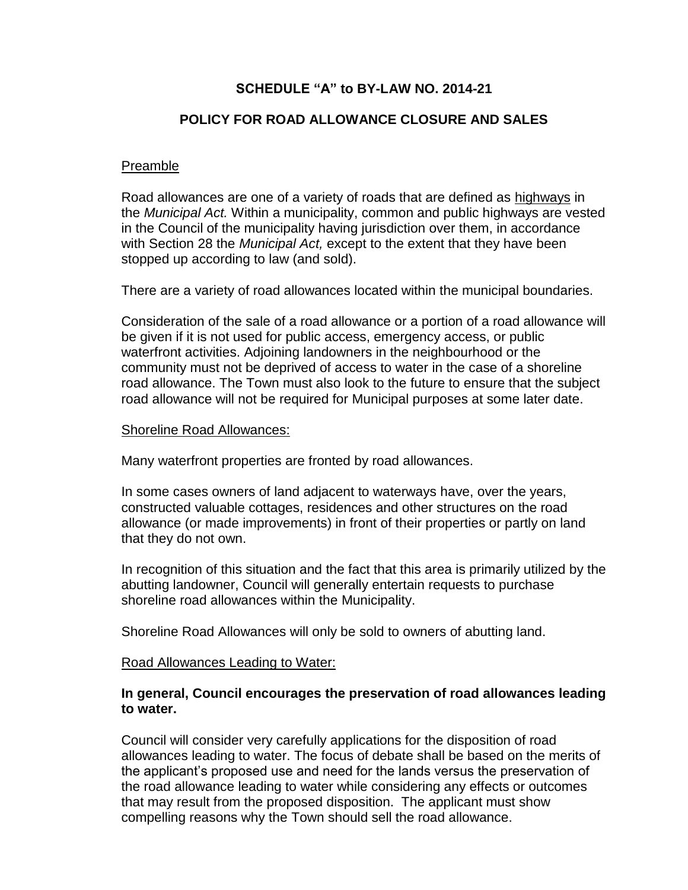**SCHEDULE "A" to BY-LAW NO. 2014-21**

**POLICY FOR ROAD ALLOWANCE CLOSURE AND SALES**

Preamble

Road allowances are one of a variety of roads that are defined as highways in the *Municipal Act.* Within a municipality, common and public highways are vested in the Council of the municipality having jurisdiction over them, in accordance with Section 28 the *Municipal Act,* except to the extent that they have been stopped up according to law (and sold).

There are a variety of road allowances located within the municipal boundaries.

Consideration of the sale of a road allowance or a portion of a road allowance will be given if it is not used for public access, emergency access, or public waterfront activities. Adjoining landowners in the neighbourhood or the community must not be deprived of access to water in the case of a shoreline road allowance. The Town must also look to the future to ensure that the subject road allowance will not be required for Municipal purposes at some later date.

Shoreline Road Allowances:

Many waterfront properties are fronted by road allowances.

In some cases owners of land adjacent to waterways have, over the years, constructed valuable cottages, residences and other structures on the road allowance (or made improvements) in front of their properties or partly on land that they do not own.

In recognition of this situation and the fact that this area is primarily utilized by the abutting landowner, Council will generally entertain requests to purchase shoreline road allowances within the Municipality.

Shoreline Road Allowances will only be sold to owners of abutting land.

Road Allowances Leading to Water:

**In general, Council encourages the preservation of road allowances leading to water.**

Council will consider very carefully applications for the disposition of road allowances leading to water. The focus of debate shall be based on the merits of the applicant's proposed use and need for the lands versus the preservation of the road allowance leading to water while considering any effects or outcomes that may result from the proposed disposition. The applicant must show compelling reasons why the Town should sell the road allowance.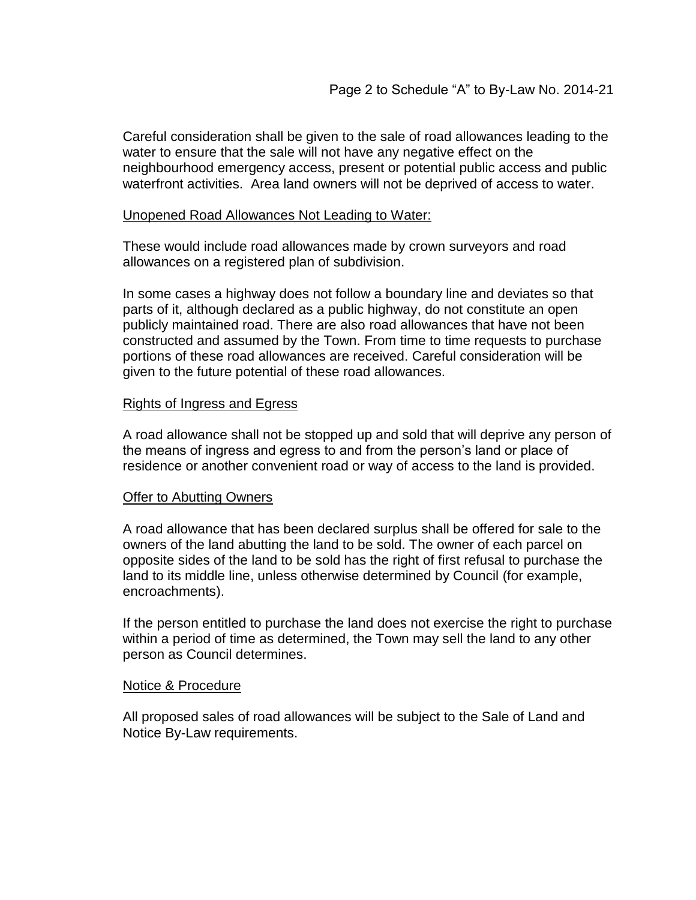Careful consideration shall be given to the sale of road allowances leading to the water to ensure that the sale will not have any negative effect on the neighbourhood emergency access, present or potential public access and public waterfront activities. Area land owners will not be deprived of access to water.

<u>Unopened Road Allowances Not Leading to Water:</u>

These would include road allowances made by crown surveyors and road allowances on a registered plan of subdivision.

In some cases a highway does not follow a boundary line and deviates so that parts of it, although declared as a public highway, do not constitute an open publicly maintained road. There are also road allowances that have not been constructed and assumed by the Town. From time to time requests to purchase portions of these road allowances are received. Careful consideration will be given to the future potential of these road allowances.

<u>Rights of Ingress and Egress</u>

A road allowance shall not be stopped up and sold that will deprive any person of the means of ingress and egress to and from the person's land or place of residence or another convenient road or way of access to the land is provided.

<u>Offer to Abutting Owners</u>

A road allowance that has been declared surplus shall be offered for sale to the owners of the land abutting the land to be sold. The owner of each parcel on opposite sides of the land to be sold has the right of first refusal to purchase the land to its middle line, unless otherwise determined by Council (for example, encroachments).

If the person entitled to purchase the land does not exercise the right to purchase within a period of time as determined, the Town may sell the land to any other person as Council determines.

<u>Notice & Procedure</u>

All proposed sales of road allowances will be subject to the Sale of Land and Notice By-Law requirements.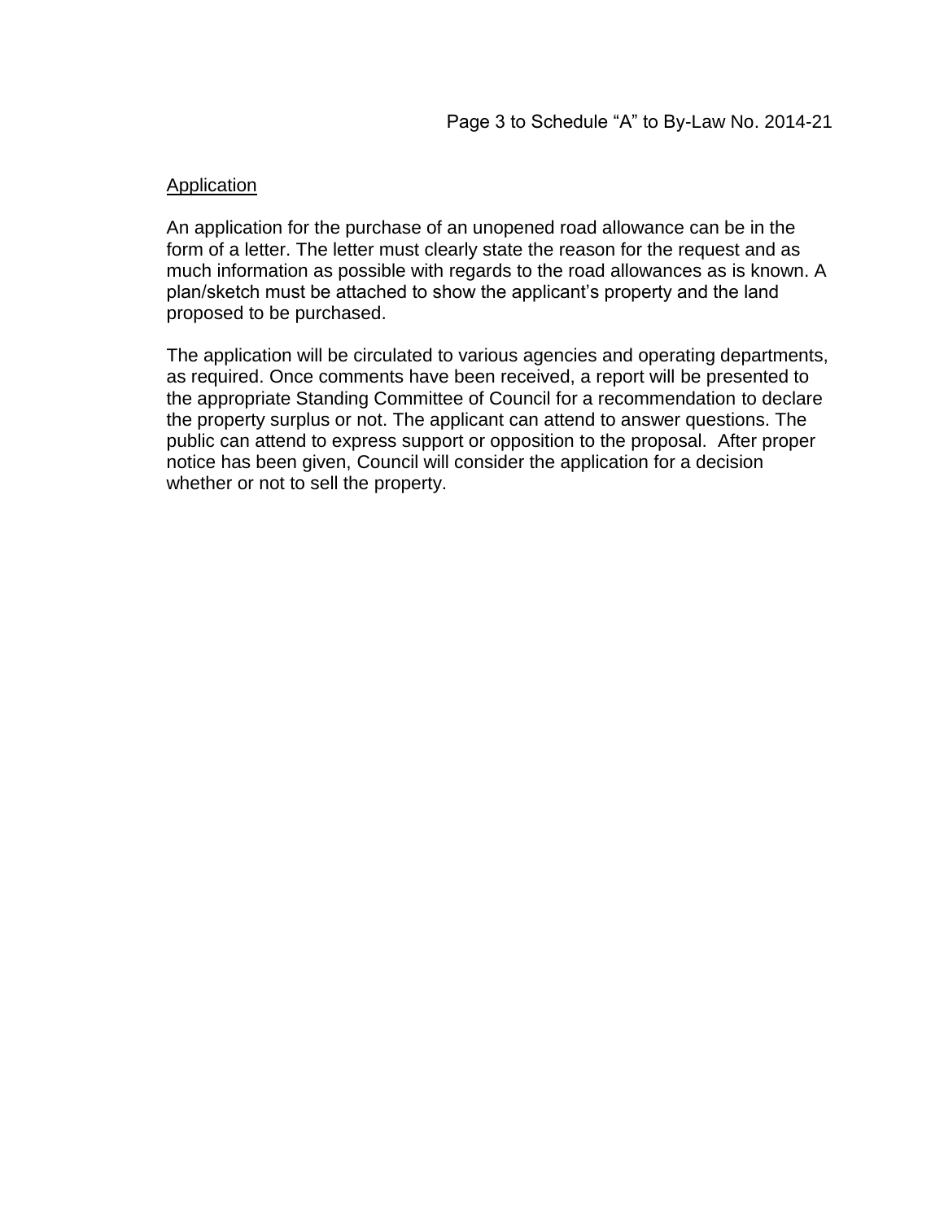Application

An application for the purchase of an unopened road allowance can be in the form of a letter. The letter must clearly state the reason for the request and as much information as possible with regards to the road allowances as is known. A plan/sketch must be attached to show the applicant's property and the land proposed to be purchased.

The application will be circulated to various agencies and operating departments, as required. Once comments have been received, a report will be presented to the appropriate Standing Committee of Council for a recommendation to declare the property surplus or not. The applicant can attend to answer questions. The public can attend to express support or opposition to the proposal. After proper notice has been given, Council will consider the application for a decision whether or not to sell the property.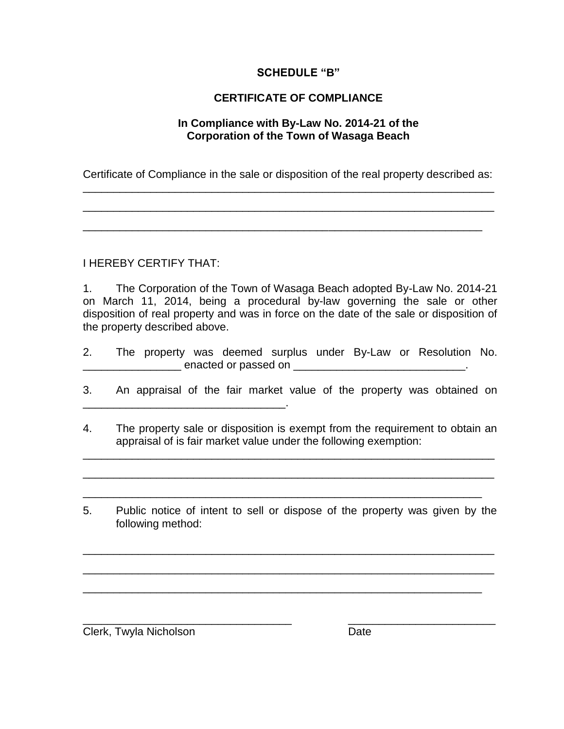**SCHEDULE "B"**

**CERTIFICATE OF COMPLIANCE**

**In Compliance with By-Law No. 2014-21 of the Corporation of the Town of Wasaga Beach**

Certificate of Compliance in the sale or disposition of the real property described as:

______________________________________________________________________

______________________________________________________________________

____________________________________________________________________

I HEREBY CERTIFY THAT:

1. The Corporation of the Town of Wasaga Beach adopted By-Law No. 2014-21 on March 11, 2014, being a procedural by-law governing the sale or other disposition of real property and was in force on the date of the sale or disposition of the property described above.

2. The property was deemed surplus under By-Law or Resolution No. ________________ enacted or passed on ____________________________.

3. An appraisal of the fair market value of the property was obtained on __________________________________.

4. The property sale or disposition is exempt from the requirement to obtain an appraisal of is fair market value under the following exemption:

______________________________________________________________________

______________________________________________________________________

____________________________________________________________________

5. Public notice of intent to sell or dispose of the property was given by the following method:

______________________________________________________________________

______________________________________________________________________

____________________________________________________________________

___________________________________ ________________________

Clerk, Twyla Nicholson Date